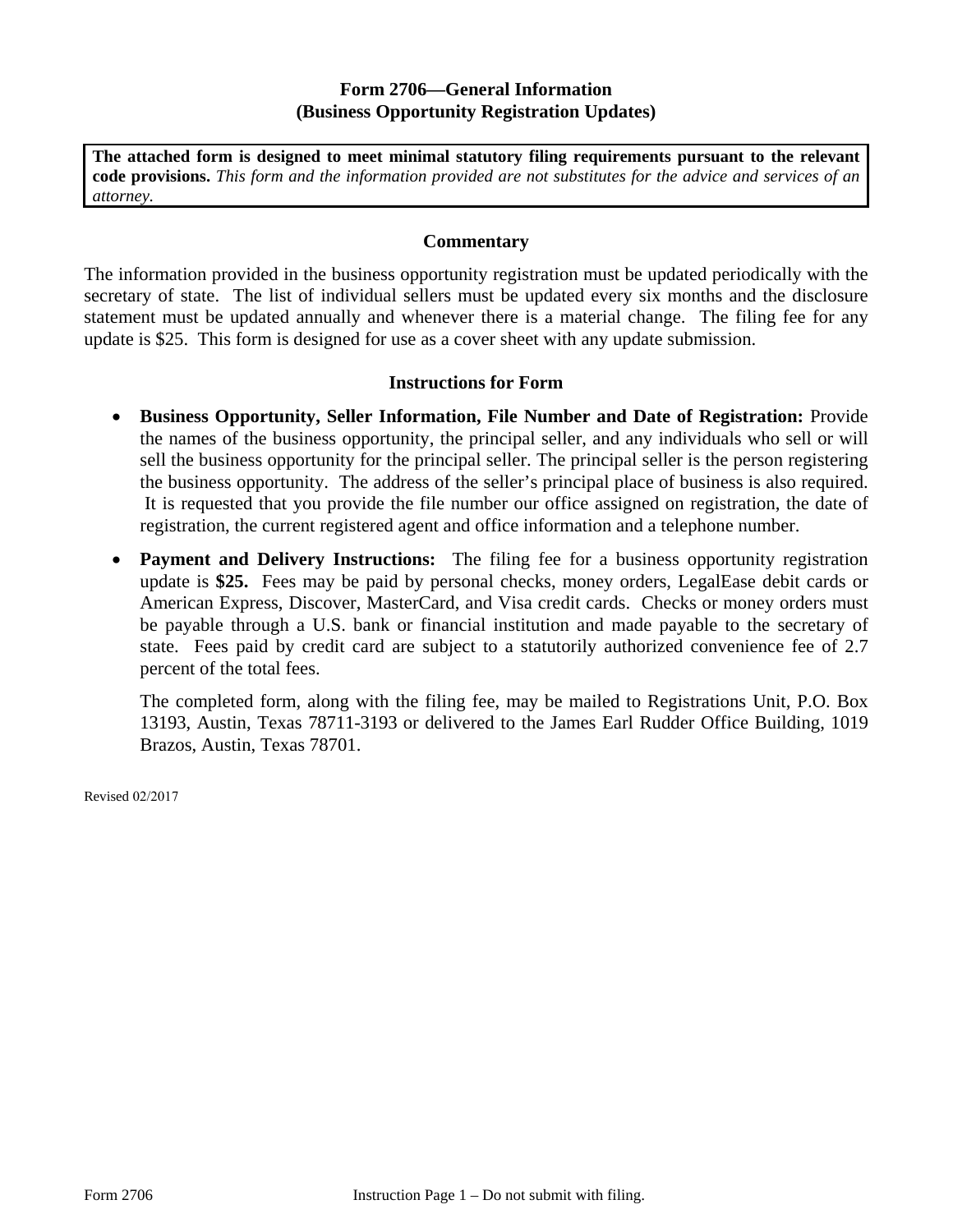# Form 2706—General Information
## (Business Opportunity Registration Updates)

**The attached form is designed to meet minimal statutory filing requirements pursuant to the relevant code provisions.** *This form and the information provided are not substitutes for the advice and services of an attorney.*

### Commentary

The information provided in the business opportunity registration must be updated periodically with the secretary of state. The list of individual sellers must be updated every six months and the disclosure statement must be updated annually and whenever there is a material change. The filing fee for any update is $25. This form is designed for use as a cover sheet with any update submission.

### Instructions for Form

- **Business Opportunity, Seller Information, File Number and Date of Registration:** Provide the names of the business opportunity, the principal seller, and any individuals who sell or will sell the business opportunity for the principal seller. The principal seller is the person registering the business opportunity. The address of the seller's principal place of business is also required. It is requested that you provide the file number our office assigned on registration, the date of registration, the current registered agent and office information and a telephone number.

- **Payment and Delivery Instructions:** The filing fee for a business opportunity registration update is **$25.** Fees may be paid by personal checks, money orders, LegalEase debit cards or American Express, Discover, MasterCard, and Visa credit cards. Checks or money orders must be payable through a U.S. bank or financial institution and made payable to the secretary of state. Fees paid by credit card are subject to a statutorily authorized convenience fee of 2.7 percent of the total fees.

  The completed form, along with the filing fee, may be mailed to Registrations Unit, P.O. Box 13193, Austin, Texas 78711-3193 or delivered to the James Earl Rudder Office Building, 1019 Brazos, Austin, Texas 78701.

Revised 02/2017

Form 2706 Instruction Page 1 – Do not submit with filing.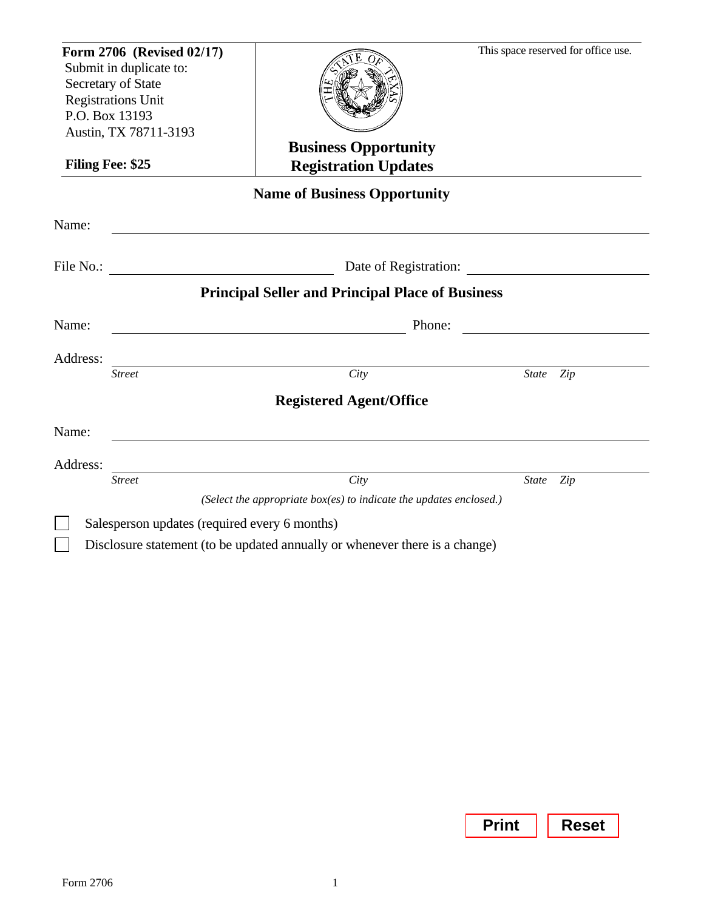**Form 2706 (Revised 02/17)**
Submit in duplicate to:
Secretary of State
Registrations Unit
P.O. Box 13193
Austin, TX 78711-3193

**Filing Fee: $25**

This space reserved for office use.

# Business Opportunity Registration Updates

## Name of Business Opportunity

Name: ______________________________________________

File No.: ______________________ Date of Registration: ______________________

## Principal Seller and Principal Place of Business

Name: ______________________________ Phone: ______________________

Address: ______________________________________________
*Street* *City* *State* *Zip*

## Registered Agent/Office

Name: ______________________________________________

Address: ______________________________________________
*Street* *City* *State* *Zip*

*(Select the appropriate box(es) to indicate the updates enclosed.)*

- ☐ Salesperson updates (required every 6 months)
- ☐ Disclosure statement (to be updated annually or whenever there is a change)

Print Reset